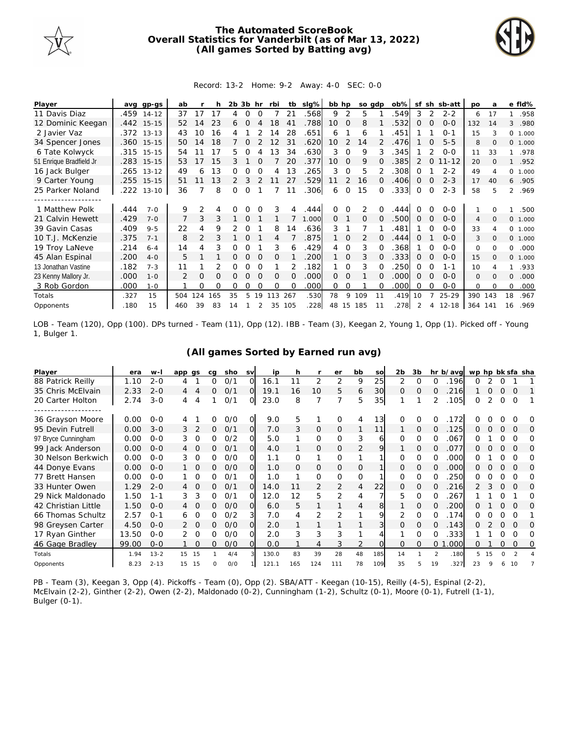# The Automated ScoreBook
## Overall Statistics for Vanderbilt (as of Mar 13, 2022)
### (All games Sorted by Batting avg)

Record: 13-2 Home: 9-2 Away: 4-0 SEC: 0-0

| Player | avg | gp-gs | ab | r | h | 2b | 3b | hr | rbi | tb | slg% | bb | hp | so | gdp | ob% | sf | sh | sb-att | po | a | e | fld% |
|---|---|---|---|---|---|---|---|---|---|---|---|---|---|---|---|---|---|---|---|---|---|---|---|
| 11 Davis Diaz | .459 | 14-12 | 37 | 17 | 17 | 4 | 0 | 0 | 7 | 21 | .568 | 9 | 2 | 5 | 1 | .549 | 3 | 2 | 2-2 | 6 | 17 | 1 | .958 |
| 12 Dominic Keegan | .442 | 15-15 | 52 | 14 | 23 | 6 | 0 | 4 | 18 | 41 | .788 | 10 | 0 | 8 | 1 | .532 | 0 | 0 | 0-0 | 132 | 14 | 3 | .980 |
| 2 Javier Vaz | .372 | 13-13 | 43 | 10 | 16 | 4 | 1 | 2 | 14 | 28 | .651 | 6 | 1 | 6 | 1 | .451 | 1 | 1 | 0-1 | 15 | 3 | 0 | 1.000 |
| 34 Spencer Jones | .360 | 15-15 | 50 | 14 | 18 | 7 | 0 | 2 | 12 | 31 | .620 | 10 | 2 | 14 | 2 | .476 | 1 | 0 | 5-5 | 8 | 0 | 0 | 1.000 |
| 6 Tate Kolwyck | .315 | 15-15 | 54 | 11 | 17 | 5 | 0 | 4 | 13 | 34 | .630 | 3 | 0 | 9 | 3 | .345 | 1 | 2 | 0-0 | 11 | 33 | 1 | .978 |
| 51 Enrique Bradfield Jr | .283 | 15-15 | 53 | 17 | 15 | 3 | 1 | 0 | 7 | 20 | .377 | 10 | 0 | 9 | 0 | .385 | 2 | 0 | 11-12 | 20 | 0 | 1 | .952 |
| 16 Jack Bulger | .265 | 13-12 | 49 | 6 | 13 | 0 | 0 | 0 | 4 | 13 | .265 | 3 | 0 | 5 | 2 | .308 | 0 | 1 | 2-2 | 49 | 4 | 0 | 1.000 |
| 9 Carter Young | .255 | 15-15 | 51 | 11 | 13 | 2 | 3 | 2 | 11 | 27 | .529 | 11 | 2 | 16 | 0 | .406 | 0 | 0 | 2-3 | 17 | 40 | 6 | .905 |
| 25 Parker Noland | .222 | 13-10 | 36 | 7 | 8 | 0 | 0 | 1 | 7 | 11 | .306 | 6 | 0 | 15 | 0 | .333 | 0 | 0 | 2-3 | 58 | 5 | 2 | .969 |
| 1 Matthew Polk | .444 | 7-0 | 9 | 2 | 4 | 0 | 0 | 0 | 3 | 4 | .444 | 0 | 0 | 2 | 0 | .444 | 0 | 0 | 0-0 | 1 | 0 | 1 | .500 |
| 21 Calvin Hewett | .429 | 7-0 | 7 | 3 | 3 | 1 | 0 | 1 | 1 | 7 | 1.000 | 0 | 1 | 0 | 0 | .500 | 0 | 0 | 0-0 | 4 | 0 | 0 | 1.000 |
| 39 Gavin Casas | .409 | 9-5 | 22 | 4 | 9 | 2 | 0 | 1 | 8 | 14 | .636 | 3 | 1 | 7 | 1 | .481 | 1 | 0 | 0-0 | 33 | 4 | 0 | 1.000 |
| 10 T.J. McKenzie | .375 | 7-1 | 8 | 2 | 3 | 1 | 0 | 1 | 4 | 7 | .875 | 1 | 0 | 2 | 0 | .444 | 0 | 1 | 0-0 | 3 | 0 | 0 | 1.000 |
| 19 Troy LaNeve | .214 | 6-4 | 14 | 4 | 3 | 0 | 0 | 1 | 3 | 6 | .429 | 4 | 0 | 3 | 0 | .368 | 1 | 0 | 0-0 | 0 | 0 | 0 | .000 |
| 45 Alan Espinal | .200 | 4-0 | 5 | 1 | 1 | 0 | 0 | 0 | 0 | 1 | .200 | 1 | 0 | 3 | 0 | .333 | 0 | 0 | 0-0 | 15 | 0 | 0 | 1.000 |
| 13 Jonathan Vastine | .182 | 7-3 | 11 | 1 | 2 | 0 | 0 | 0 | 1 | 2 | .182 | 1 | 0 | 3 | 0 | .250 | 0 | 0 | 1-1 | 10 | 4 | 1 | .933 |
| 23 Kenny Mallory Jr. | .000 | 1-0 | 2 | 0 | 0 | 0 | 0 | 0 | 0 | 0 | .000 | 0 | 0 | 1 | 0 | .000 | 0 | 0 | 0-0 | 0 | 0 | 0 | .000 |
| 3 Rob Gordon | .000 | 1-0 | 1 | 0 | 0 | 0 | 0 | 0 | 0 | 0 | .000 | 0 | 0 | 1 | 0 | .000 | 0 | 0 | 0-0 | 0 | 0 | 0 | .000 |
| Totals | .327 | 15 | 504 | 124 | 165 | 35 | 5 | 19 | 113 | 267 | .530 | 78 | 9 | 109 | 11 | .419 | 10 | 7 | 25-29 | 390 | 143 | 18 | .967 |
| Opponents | .180 | 15 | 460 | 39 | 83 | 14 | 1 | 2 | 35 | 105 | .228 | 48 | 15 | 185 | 11 | .278 | 2 | 4 | 12-18 | 364 | 141 | 16 | .969 |

LOB - Team (120), Opp (100). DPs turned - Team (11), Opp (12). IBB - Team (3), Keegan 2, Young 1, Opp (1). Picked off - Young 1, Bulger 1.

## (All games Sorted by Earned run avg)

| Player | era | w-l | app | gs | cg | sho | sv | ip | h | r | er | bb | so | 2b | 3b | hr | b/avg | wp | hp | bk | sfa | sha |
|---|---|---|---|---|---|---|---|---|---|---|---|---|---|---|---|---|---|---|---|---|---|---|
| 88 Patrick Reilly | 1.10 | 2-0 | 4 | 1 | 0 | 0/1 | 0 | 16.1 | 11 | 2 | 2 | 9 | 25 | 2 | 0 | 0 | .196 | 0 | 2 | 0 | 1 | 1 |
| 35 Chris McElvain | 2.33 | 2-0 | 4 | 4 | 0 | 0/1 | 0 | 19.1 | 16 | 10 | 5 | 6 | 30 | 0 | 0 | 0 | .216 | 1 | 0 | 0 | 0 | 1 |
| 20 Carter Holton | 2.74 | 3-0 | 4 | 4 | 1 | 0/1 | 0 | 23.0 | 8 | 7 | 7 | 5 | 35 | 1 | 1 | 2 | .105 | 0 | 2 | 0 | 0 | 1 |
| 36 Grayson Moore | 0.00 | 0-0 | 4 | 1 | 0 | 0/0 | 0 | 9.0 | 5 | 1 | 0 | 4 | 13 | 0 | 0 | 0 | .172 | 0 | 0 | 0 | 0 | 0 |
| 95 Devin Futrell | 0.00 | 3-0 | 3 | 2 | 0 | 0/1 | 0 | 7.0 | 3 | 0 | 0 | 1 | 11 | 1 | 0 | 0 | .125 | 0 | 0 | 0 | 0 | 0 |
| 97 Bryce Cunningham | 0.00 | 0-0 | 3 | 0 | 0 | 0/2 | 0 | 5.0 | 1 | 0 | 0 | 3 | 6 | 0 | 0 | 0 | .067 | 0 | 1 | 0 | 0 | 0 |
| 99 Jack Anderson | 0.00 | 0-0 | 4 | 0 | 0 | 0/1 | 0 | 4.0 | 1 | 0 | 0 | 2 | 9 | 1 | 0 | 0 | .077 | 0 | 0 | 0 | 0 | 0 |
| 30 Nelson Berkwich | 0.00 | 0-0 | 3 | 0 | 0 | 0/0 | 0 | 1.1 | 0 | 1 | 0 | 1 | 1 | 0 | 0 | 0 | .000 | 0 | 1 | 0 | 0 | 0 |
| 44 Donye Evans | 0.00 | 0-0 | 1 | 0 | 0 | 0/0 | 0 | 1.0 | 0 | 0 | 0 | 0 | 1 | 0 | 0 | 0 | .000 | 0 | 0 | 0 | 0 | 0 |
| 77 Brett Hansen | 0.00 | 0-0 | 1 | 0 | 0 | 0/1 | 0 | 1.0 | 1 | 0 | 0 | 0 | 1 | 0 | 0 | 0 | .250 | 0 | 0 | 0 | 0 | 0 |
| 33 Hunter Owen | 1.29 | 2-0 | 4 | 0 | 0 | 0/1 | 0 | 14.0 | 11 | 2 | 2 | 4 | 22 | 0 | 0 | 0 | .216 | 2 | 3 | 0 | 0 | 0 |
| 29 Nick Maldonado | 1.50 | 1-1 | 3 | 3 | 0 | 0/1 | 0 | 12.0 | 12 | 5 | 2 | 4 | 7 | 5 | 0 | 0 | .267 | 1 | 1 | 0 | 1 | 0 |
| 42 Christian Little | 1.50 | 0-0 | 4 | 0 | 0 | 0/0 | 0 | 6.0 | 5 | 1 | 1 | 4 | 8 | 1 | 0 | 0 | .200 | 0 | 1 | 0 | 0 | 0 |
| 66 Thomas Schultz | 2.57 | 0-1 | 6 | 0 | 0 | 0/2 | 3 | 7.0 | 4 | 2 | 2 | 1 | 9 | 2 | 0 | 0 | .174 | 0 | 0 | 0 | 0 | 1 |
| 98 Greysen Carter | 4.50 | 0-0 | 2 | 0 | 0 | 0/0 | 0 | 2.0 | 1 | 1 | 1 | 1 | 3 | 0 | 0 | 0 | .143 | 0 | 2 | 0 | 0 | 0 |
| 17 Ryan Ginther | 13.50 | 0-0 | 2 | 0 | 0 | 0/0 | 0 | 2.0 | 3 | 3 | 3 | 1 | 4 | 1 | 0 | 0 | .333 | 1 | 1 | 0 | 0 | 0 |
| 46 Gage Bradley | 99.00 | 0-0 | 1 | 0 | 0 | 0/0 | 0 | 0.0 | 1 | 4 | 3 | 2 | 0 | 0 | 0 | 0 | 1.000 | 0 | 1 | 0 | 0 | 0 |
| Totals | 1.94 | 13-2 | 15 | 15 | 1 | 4/4 | 3 | 130.0 | 83 | 39 | 28 | 48 | 185 | 14 | 1 | 2 | .180 | 5 | 15 | 0 | 2 | 4 |
| Opponents | 8.23 | 2-13 | 15 | 15 | 0 | 0/0 | 1 | 121.1 | 165 | 124 | 111 | 78 | 109 | 35 | 5 | 19 | .327 | 23 | 9 | 6 | 10 | 7 |

PB - Team (3), Keegan 3, Opp (4). Pickoffs - Team (0), Opp (2). SBA/ATT - Keegan (10-15), Reilly (4-5), Espinal (2-2), McElvain (2-2), Ginther (2-2), Owen (2-2), Maldonado (0-2), Cunningham (1-2), Schultz (0-1), Moore (0-1), Futrell (1-1), Bulger (0-1).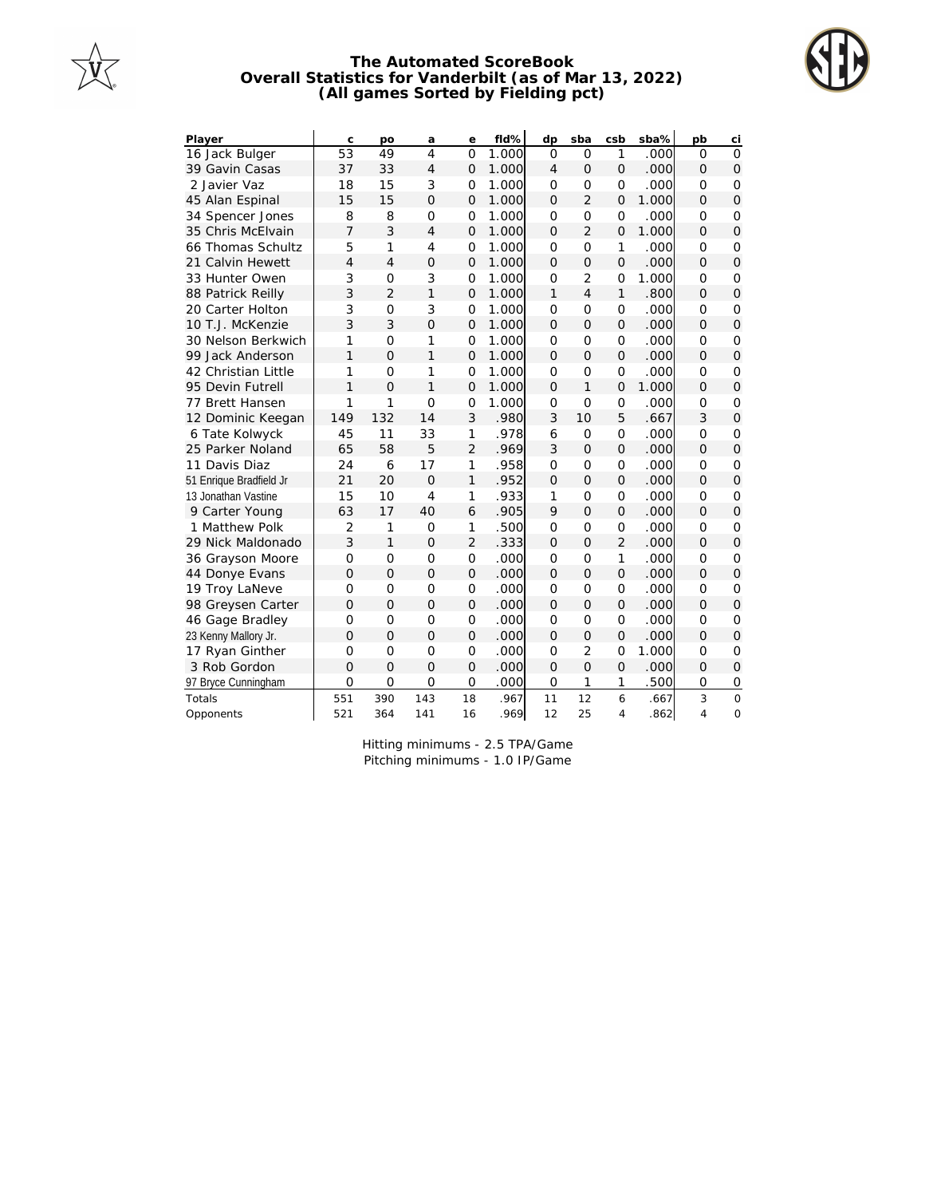# The Automated ScoreBook
## Overall Statistics for Vanderbilt (as of Mar 13, 2022)
### (All games Sorted by Fielding pct)

| Player | c | po | a | e | fld% | dp | sba | csb | sba% | pb | ci |
|---|---|---|---|---|---|---|---|---|---|---|---|
| 16 Jack Bulger | 53 | 49 | 4 | 0 | 1.000 | 0 | 0 | 1 | .000 | 0 | 0 |
| 39 Gavin Casas | 37 | 33 | 4 | 0 | 1.000 | 4 | 0 | 0 | .000 | 0 | 0 |
| 2 Javier Vaz | 18 | 15 | 3 | 0 | 1.000 | 0 | 0 | 0 | .000 | 0 | 0 |
| 45 Alan Espinal | 15 | 15 | 0 | 0 | 1.000 | 0 | 2 | 0 | 1.000 | 0 | 0 |
| 34 Spencer Jones | 8 | 8 | 0 | 0 | 1.000 | 0 | 0 | 0 | .000 | 0 | 0 |
| 35 Chris McElvain | 7 | 3 | 4 | 0 | 1.000 | 0 | 2 | 0 | 1.000 | 0 | 0 |
| 66 Thomas Schultz | 5 | 1 | 4 | 0 | 1.000 | 0 | 0 | 1 | .000 | 0 | 0 |
| 21 Calvin Hewett | 4 | 4 | 0 | 0 | 1.000 | 0 | 0 | 0 | .000 | 0 | 0 |
| 33 Hunter Owen | 3 | 0 | 3 | 0 | 1.000 | 0 | 2 | 0 | 1.000 | 0 | 0 |
| 88 Patrick Reilly | 3 | 2 | 1 | 0 | 1.000 | 1 | 4 | 1 | .800 | 0 | 0 |
| 20 Carter Holton | 3 | 0 | 3 | 0 | 1.000 | 0 | 0 | 0 | .000 | 0 | 0 |
| 10 T.J. McKenzie | 3 | 3 | 0 | 0 | 1.000 | 0 | 0 | 0 | .000 | 0 | 0 |
| 30 Nelson Berkwich | 1 | 0 | 1 | 0 | 1.000 | 0 | 0 | 0 | .000 | 0 | 0 |
| 99 Jack Anderson | 1 | 0 | 1 | 0 | 1.000 | 0 | 0 | 0 | .000 | 0 | 0 |
| 42 Christian Little | 1 | 0 | 1 | 0 | 1.000 | 0 | 0 | 0 | .000 | 0 | 0 |
| 95 Devin Futrell | 1 | 0 | 1 | 0 | 1.000 | 0 | 1 | 0 | 1.000 | 0 | 0 |
| 77 Brett Hansen | 1 | 1 | 0 | 0 | 1.000 | 0 | 0 | 0 | .000 | 0 | 0 |
| 12 Dominic Keegan | 149 | 132 | 14 | 3 | .980 | 3 | 10 | 5 | .667 | 3 | 0 |
| 6 Tate Kolwyck | 45 | 11 | 33 | 1 | .978 | 6 | 0 | 0 | .000 | 0 | 0 |
| 25 Parker Noland | 65 | 58 | 5 | 2 | .969 | 3 | 0 | 0 | .000 | 0 | 0 |
| 11 Davis Diaz | 24 | 6 | 17 | 1 | .958 | 0 | 0 | 0 | .000 | 0 | 0 |
| 51 Enrique Bradfield Jr | 21 | 20 | 0 | 1 | .952 | 0 | 0 | 0 | .000 | 0 | 0 |
| 13 Jonathan Vastine | 15 | 10 | 4 | 1 | .933 | 1 | 0 | 0 | .000 | 0 | 0 |
| 9 Carter Young | 63 | 17 | 40 | 6 | .905 | 9 | 0 | 0 | .000 | 0 | 0 |
| 1 Matthew Polk | 2 | 1 | 0 | 1 | .500 | 0 | 0 | 0 | .000 | 0 | 0 |
| 29 Nick Maldonado | 3 | 1 | 0 | 2 | .333 | 0 | 0 | 2 | .000 | 0 | 0 |
| 36 Grayson Moore | 0 | 0 | 0 | 0 | .000 | 0 | 0 | 1 | .000 | 0 | 0 |
| 44 Donye Evans | 0 | 0 | 0 | 0 | .000 | 0 | 0 | 0 | .000 | 0 | 0 |
| 19 Troy LaNeve | 0 | 0 | 0 | 0 | .000 | 0 | 0 | 0 | .000 | 0 | 0 |
| 98 Greysen Carter | 0 | 0 | 0 | 0 | .000 | 0 | 0 | 0 | .000 | 0 | 0 |
| 46 Gage Bradley | 0 | 0 | 0 | 0 | .000 | 0 | 0 | 0 | .000 | 0 | 0 |
| 23 Kenny Mallory Jr. | 0 | 0 | 0 | 0 | .000 | 0 | 0 | 0 | .000 | 0 | 0 |
| 17 Ryan Ginther | 0 | 0 | 0 | 0 | .000 | 0 | 2 | 0 | 1.000 | 0 | 0 |
| 3 Rob Gordon | 0 | 0 | 0 | 0 | .000 | 0 | 0 | 0 | .000 | 0 | 0 |
| 97 Bryce Cunningham | 0 | 0 | 0 | 0 | .000 | 0 | 1 | 1 | .500 | 0 | 0 |
| Totals | 551 | 390 | 143 | 18 | .967 | 11 | 12 | 6 | .667 | 3 | 0 |
| Opponents | 521 | 364 | 141 | 16 | .969 | 12 | 25 | 4 | .862 | 4 | 0 |

Hitting minimums - 2.5 TPA/Game
Pitching minimums - 1.0 IP/Game